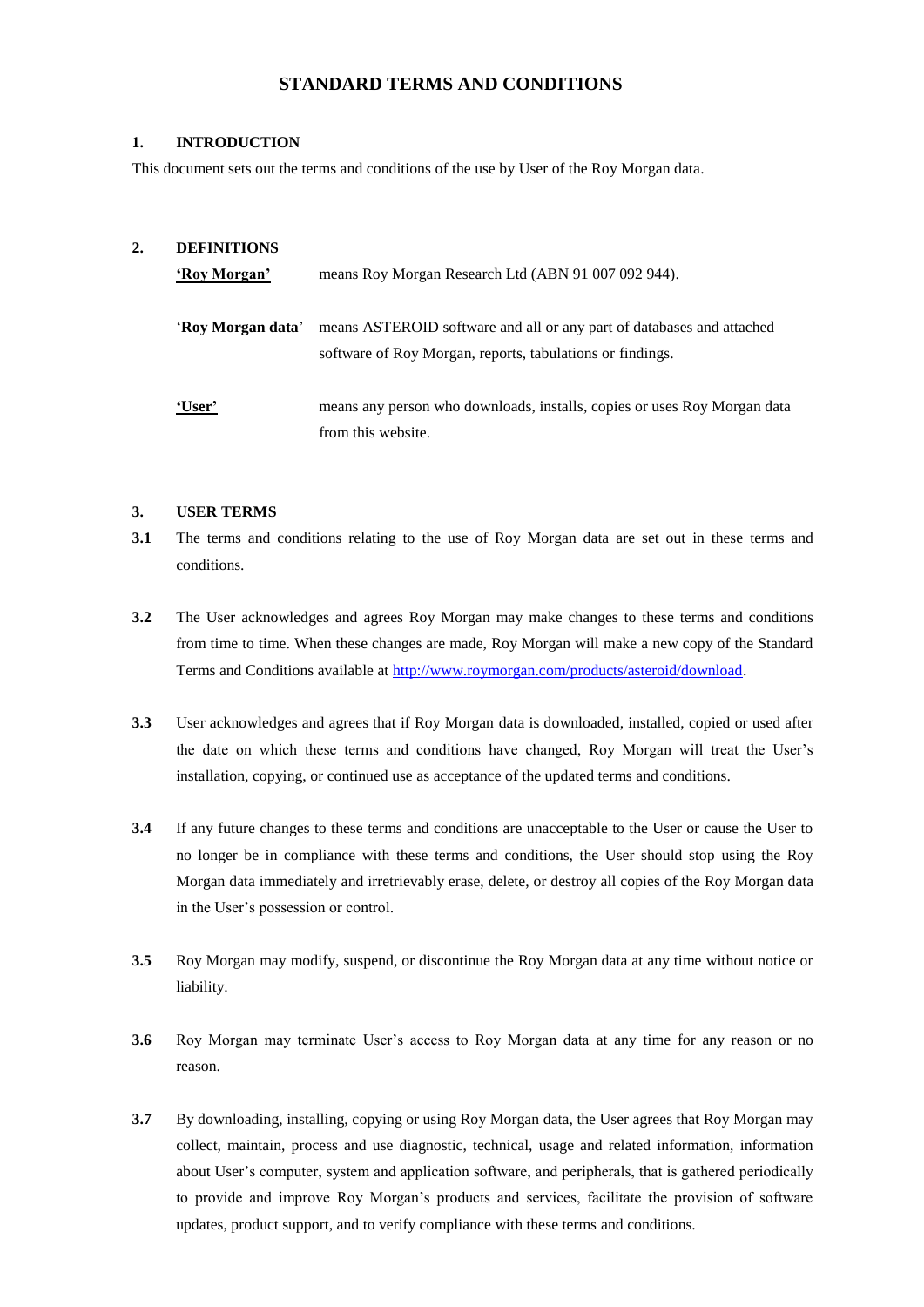# STANDARD TERMS AND CONDITIONS

## 1. INTRODUCTION

This document sets out the terms and conditions of the use by User of the Roy Morgan data.

## 2. DEFINITIONS

| | |
|---|---|
| **'Roy Morgan'** | means Roy Morgan Research Ltd (ABN 91 007 092 944). |
| '**Roy Morgan data**' | means ASTEROID software and all or any part of databases and attached software of Roy Morgan, reports, tabulations or findings. |
| **'User'** | means any person who downloads, installs, copies or uses Roy Morgan data from this website. |

## 3. USER TERMS

**3.1** The terms and conditions relating to the use of Roy Morgan data are set out in these terms and conditions.

**3.2** The User acknowledges and agrees Roy Morgan may make changes to these terms and conditions from time to time. When these changes are made, Roy Morgan will make a new copy of the Standard Terms and Conditions available at [http://www.roymorgan.com/products/asteroid/download](http://www.roymorgan.com/products/asteroid/download).

**3.3** User acknowledges and agrees that if Roy Morgan data is downloaded, installed, copied or used after the date on which these terms and conditions have changed, Roy Morgan will treat the User's installation, copying, or continued use as acceptance of the updated terms and conditions.

**3.4** If any future changes to these terms and conditions are unacceptable to the User or cause the User to no longer be in compliance with these terms and conditions, the User should stop using the Roy Morgan data immediately and irretrievably erase, delete, or destroy all copies of the Roy Morgan data in the User's possession or control.

**3.5** Roy Morgan may modify, suspend, or discontinue the Roy Morgan data at any time without notice or liability.

**3.6** Roy Morgan may terminate User's access to Roy Morgan data at any time for any reason or no reason.

**3.7** By downloading, installing, copying or using Roy Morgan data, the User agrees that Roy Morgan may collect, maintain, process and use diagnostic, technical, usage and related information, information about User's computer, system and application software, and peripherals, that is gathered periodically to provide and improve Roy Morgan's products and services, facilitate the provision of software updates, product support, and to verify compliance with these terms and conditions.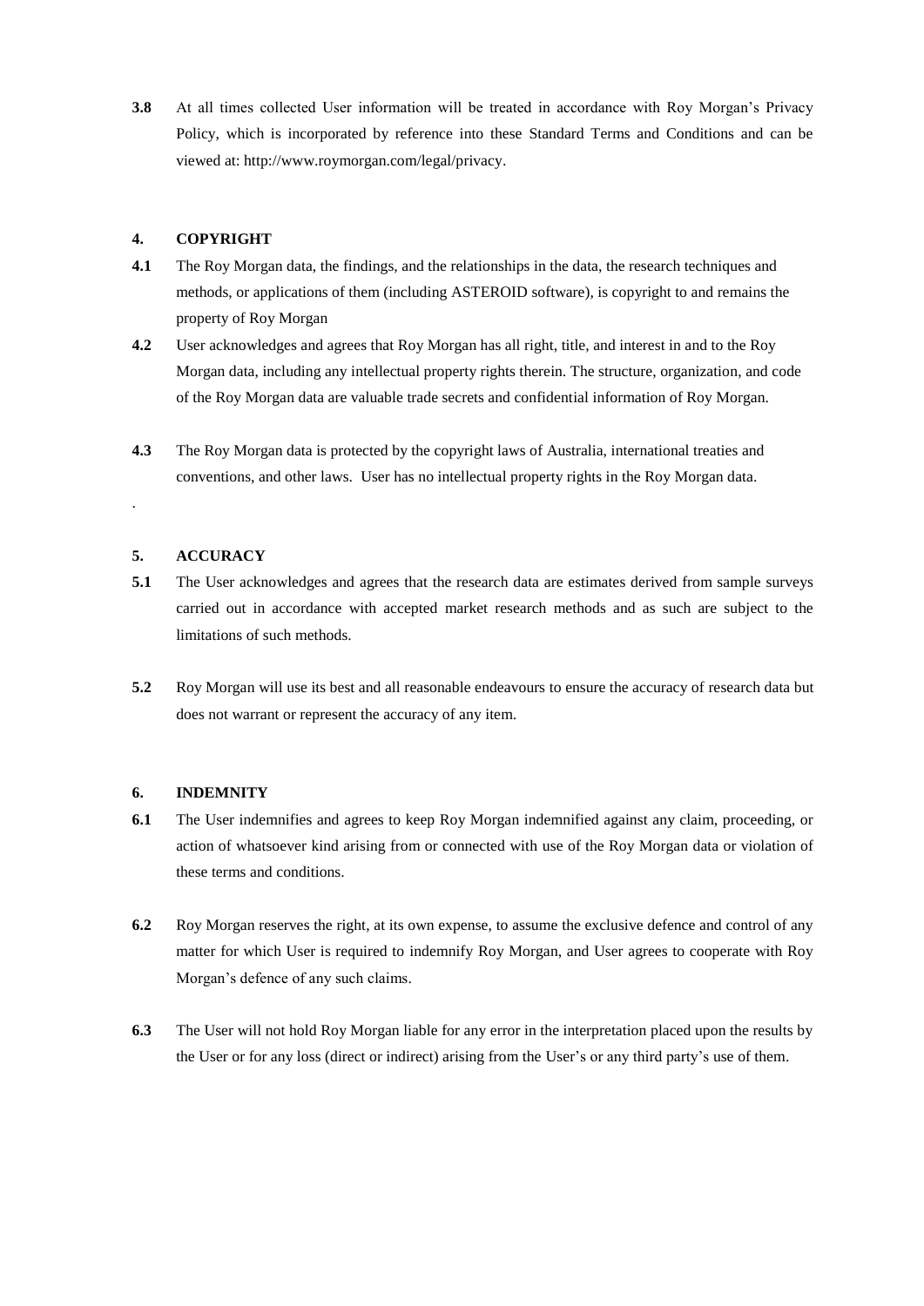**3.8** At all times collected User information will be treated in accordance with Roy Morgan's Privacy Policy, which is incorporated by reference into these Standard Terms and Conditions and can be viewed at: http://www.roymorgan.com/legal/privacy.

## 4. COPYRIGHT

**4.1** The Roy Morgan data, the findings, and the relationships in the data, the research techniques and methods, or applications of them (including ASTEROID software), is copyright to and remains the property of Roy Morgan

**4.2** User acknowledges and agrees that Roy Morgan has all right, title, and interest in and to the Roy Morgan data, including any intellectual property rights therein. The structure, organization, and code of the Roy Morgan data are valuable trade secrets and confidential information of Roy Morgan.

**4.3** The Roy Morgan data is protected by the copyright laws of Australia, international treaties and conventions, and other laws. User has no intellectual property rights in the Roy Morgan data.

.

## 5. ACCURACY

**5.1** The User acknowledges and agrees that the research data are estimates derived from sample surveys carried out in accordance with accepted market research methods and as such are subject to the limitations of such methods.

**5.2** Roy Morgan will use its best and all reasonable endeavours to ensure the accuracy of research data but does not warrant or represent the accuracy of any item.

## 6. INDEMNITY

**6.1** The User indemnifies and agrees to keep Roy Morgan indemnified against any claim, proceeding, or action of whatsoever kind arising from or connected with use of the Roy Morgan data or violation of these terms and conditions.

**6.2** Roy Morgan reserves the right, at its own expense, to assume the exclusive defence and control of any matter for which User is required to indemnify Roy Morgan, and User agrees to cooperate with Roy Morgan's defence of any such claims.

**6.3** The User will not hold Roy Morgan liable for any error in the interpretation placed upon the results by the User or for any loss (direct or indirect) arising from the User's or any third party's use of them.